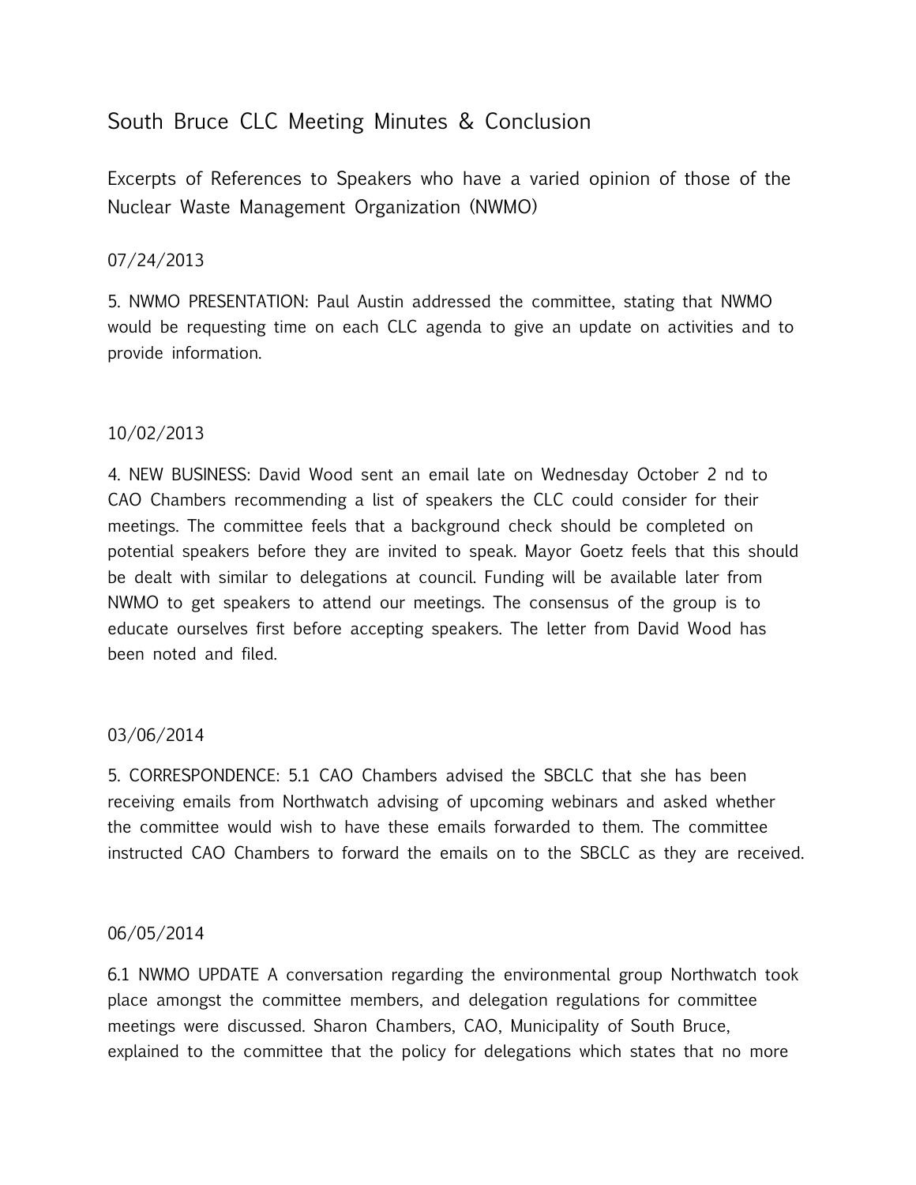# South Bruce CLC Meeting Minutes & Conclusion

Excerpts of References to Speakers who have a varied opinion of those of the Nuclear Waste Management Organization (NWMO)

07/24/2013

5. NWMO PRESENTATION: Paul Austin addressed the committee, stating that NWMO would be requesting time on each CLC agenda to give an update on activities and to provide information.

10/02/2013

4. NEW BUSINESS: David Wood sent an email late on Wednesday October 2 nd to CAO Chambers recommending a list of speakers the CLC could consider for their meetings. The committee feels that a background check should be completed on potential speakers before they are invited to speak. Mayor Goetz feels that this should be dealt with similar to delegations at council. Funding will be available later from NWMO to get speakers to attend our meetings. The consensus of the group is to educate ourselves first before accepting speakers. The letter from David Wood has been noted and filed.

03/06/2014

5. CORRESPONDENCE: 5.1 CAO Chambers advised the SBCLC that she has been receiving emails from Northwatch advising of upcoming webinars and asked whether the committee would wish to have these emails forwarded to them. The committee instructed CAO Chambers to forward the emails on to the SBCLC as they are received.

06/05/2014

6.1 NWMO UPDATE A conversation regarding the environmental group Northwatch took place amongst the committee members, and delegation regulations for committee meetings were discussed. Sharon Chambers, CAO, Municipality of South Bruce, explained to the committee that the policy for delegations which states that no more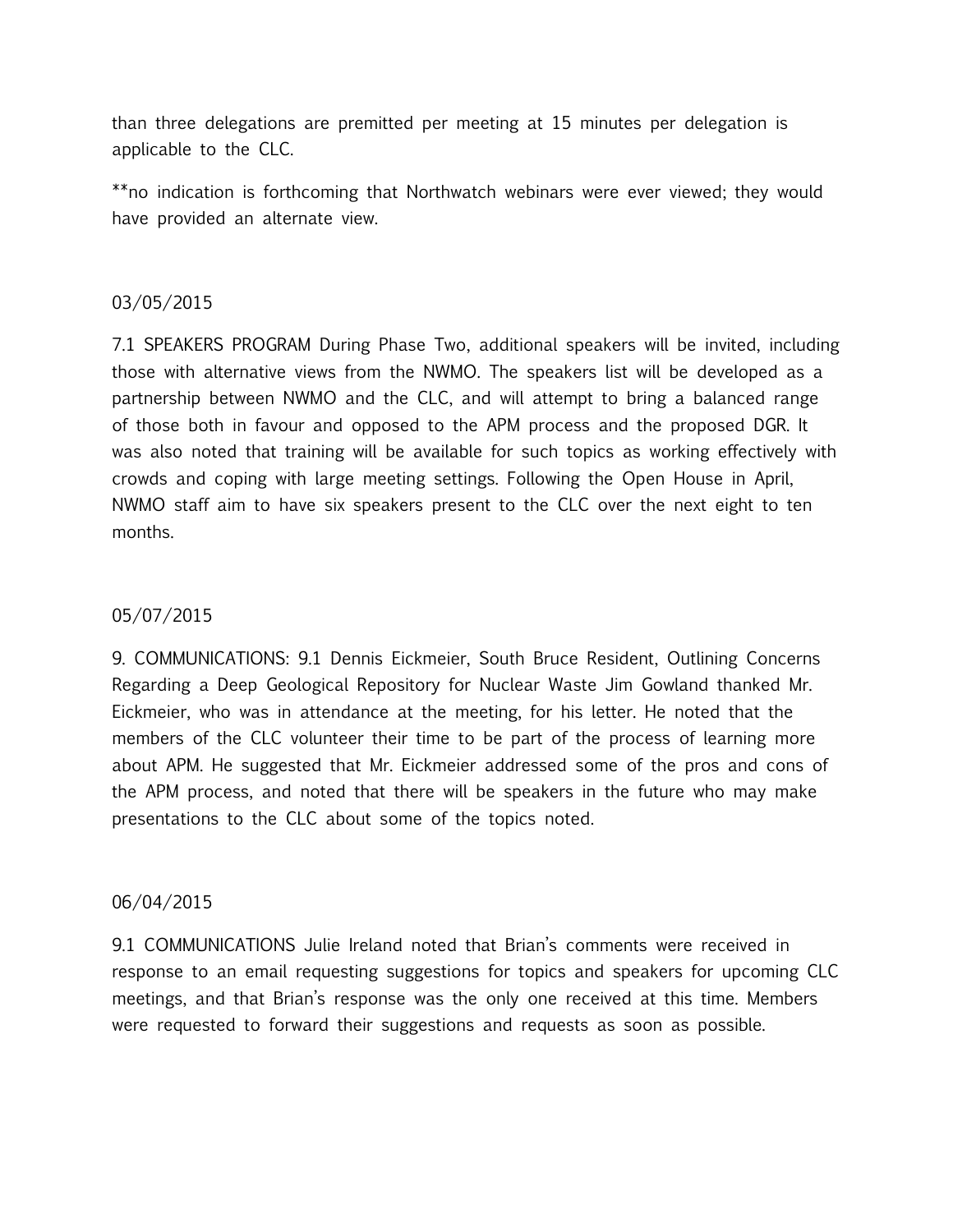than three delegations are premitted per meeting at 15 minutes per delegation is applicable to the CLC.

**no indication is forthcoming that Northwatch webinars were ever viewed; they would have provided an alternate view.

03/05/2015

7.1 SPEAKERS PROGRAM During Phase Two, additional speakers will be invited, including those with alternative views from the NWMO. The speakers list will be developed as a partnership between NWMO and the CLC, and will attempt to bring a balanced range of those both in favour and opposed to the APM process and the proposed DGR. It was also noted that training will be available for such topics as working effectively with crowds and coping with large meeting settings. Following the Open House in April, NWMO staff aim to have six speakers present to the CLC over the next eight to ten months.

05/07/2015

9. COMMUNICATIONS: 9.1 Dennis Eickmeier, South Bruce Resident, Outlining Concerns Regarding a Deep Geological Repository for Nuclear Waste Jim Gowland thanked Mr. Eickmeier, who was in attendance at the meeting, for his letter. He noted that the members of the CLC volunteer their time to be part of the process of learning more about APM. He suggested that Mr. Eickmeier addressed some of the pros and cons of the APM process, and noted that there will be speakers in the future who may make presentations to the CLC about some of the topics noted.

06/04/2015

9.1 COMMUNICATIONS Julie Ireland noted that Brian's comments were received in response to an email requesting suggestions for topics and speakers for upcoming CLC meetings, and that Brian's response was the only one received at this time. Members were requested to forward their suggestions and requests as soon as possible.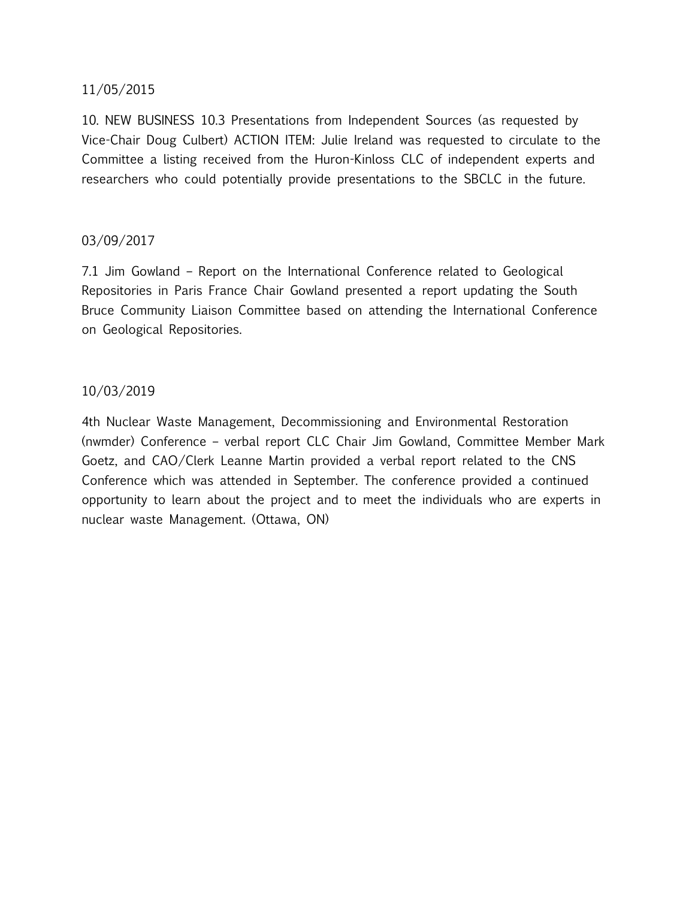11/05/2015

10. NEW BUSINESS 10.3 Presentations from Independent Sources (as requested by Vice-Chair Doug Culbert) ACTION ITEM: Julie Ireland was requested to circulate to the Committee a listing received from the Huron-Kinloss CLC of independent experts and researchers who could potentially provide presentations to the SBCLC in the future.

03/09/2017

7.1 Jim Gowland – Report on the International Conference related to Geological Repositories in Paris France Chair Gowland presented a report updating the South Bruce Community Liaison Committee based on attending the International Conference on Geological Repositories.

10/03/2019

4th Nuclear Waste Management, Decommissioning and Environmental Restoration (nwmder) Conference – verbal report CLC Chair Jim Gowland, Committee Member Mark Goetz, and CAO/Clerk Leanne Martin provided a verbal report related to the CNS Conference which was attended in September. The conference provided a continued opportunity to learn about the project and to meet the individuals who are experts in nuclear waste Management. (Ottawa, ON)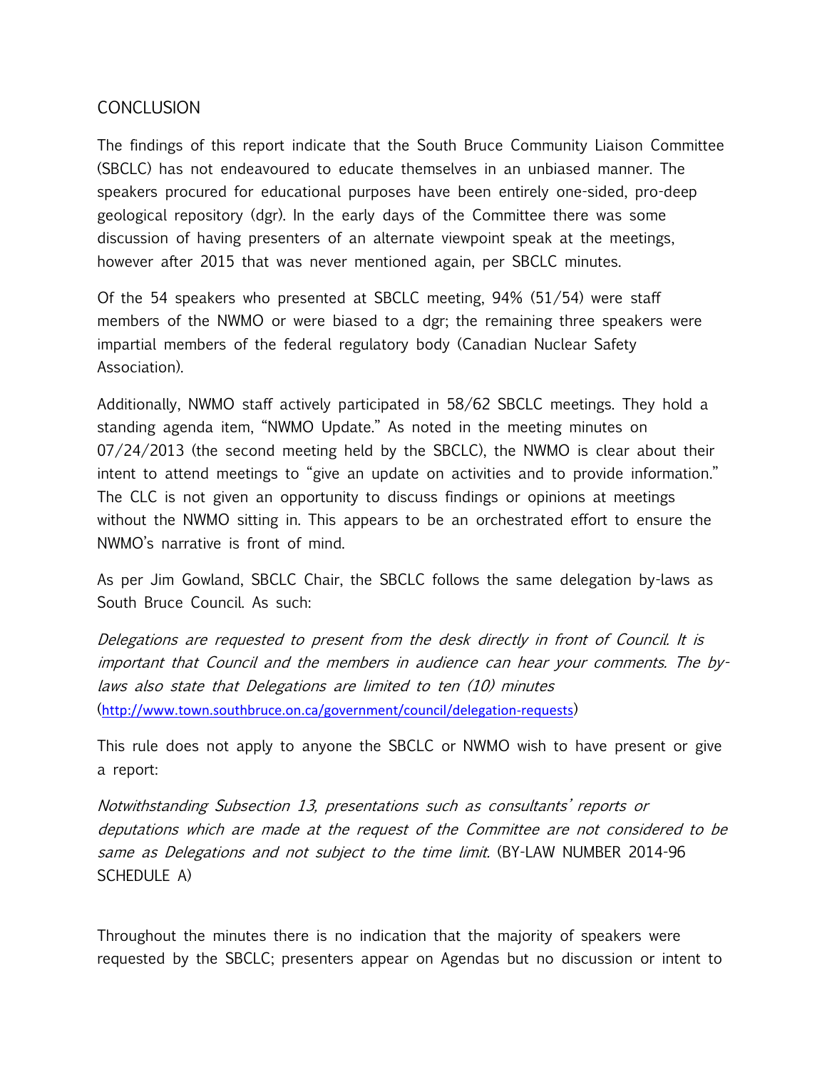# CONCLUSION

The findings of this report indicate that the South Bruce Community Liaison Committee (SBCLC) has not endeavoured to educate themselves in an unbiased manner. The speakers procured for educational purposes have been entirely one-sided, pro-deep geological repository (dgr). In the early days of the Committee there was some discussion of having presenters of an alternate viewpoint speak at the meetings, however after 2015 that was never mentioned again, per SBCLC minutes.

Of the 54 speakers who presented at SBCLC meeting, 94% (51/54) were staff members of the NWMO or were biased to a dgr; the remaining three speakers were impartial members of the federal regulatory body (Canadian Nuclear Safety Association).

Additionally, NWMO staff actively participated in 58/62 SBCLC meetings. They hold a standing agenda item, "NWMO Update." As noted in the meeting minutes on 07/24/2013 (the second meeting held by the SBCLC), the NWMO is clear about their intent to attend meetings to "give an update on activities and to provide information." The CLC is not given an opportunity to discuss findings or opinions at meetings without the NWMO sitting in. This appears to be an orchestrated effort to ensure the NWMO's narrative is front of mind.

As per Jim Gowland, SBCLC Chair, the SBCLC follows the same delegation by-laws as South Bruce Council. As such:

*Delegations are requested to present from the desk directly in front of Council. It is important that Council and the members in audience can hear your comments. The by-laws also state that Delegations are limited to ten (10) minutes* (http://www.town.southbruce.on.ca/government/council/delegation-requests)

This rule does not apply to anyone the SBCLC or NWMO wish to have present or give a report:

*Notwithstanding Subsection 13, presentations such as consultants' reports or deputations which are made at the request of the Committee are not considered to be same as Delegations and not subject to the time limit.* (BY-LAW NUMBER 2014-96 SCHEDULE A)

Throughout the minutes there is no indication that the majority of speakers were requested by the SBCLC; presenters appear on Agendas but no discussion or intent to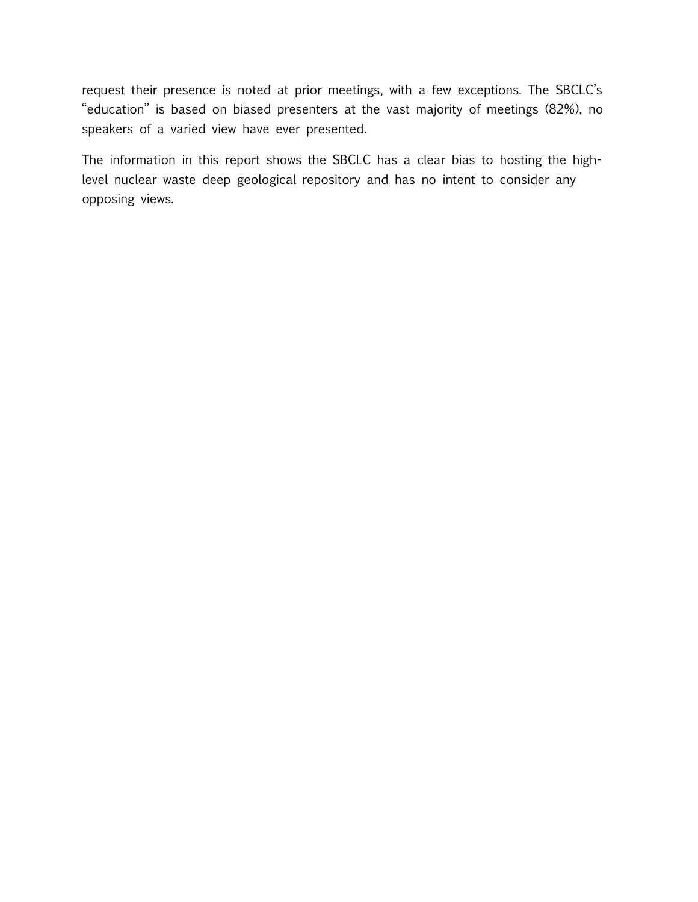request their presence is noted at prior meetings, with a few exceptions. The SBCLC's "education" is based on biased presenters at the vast majority of meetings (82%), no speakers of a varied view have ever presented.

The information in this report shows the SBCLC has a clear bias to hosting the high-level nuclear waste deep geological repository and has no intent to consider any opposing views.